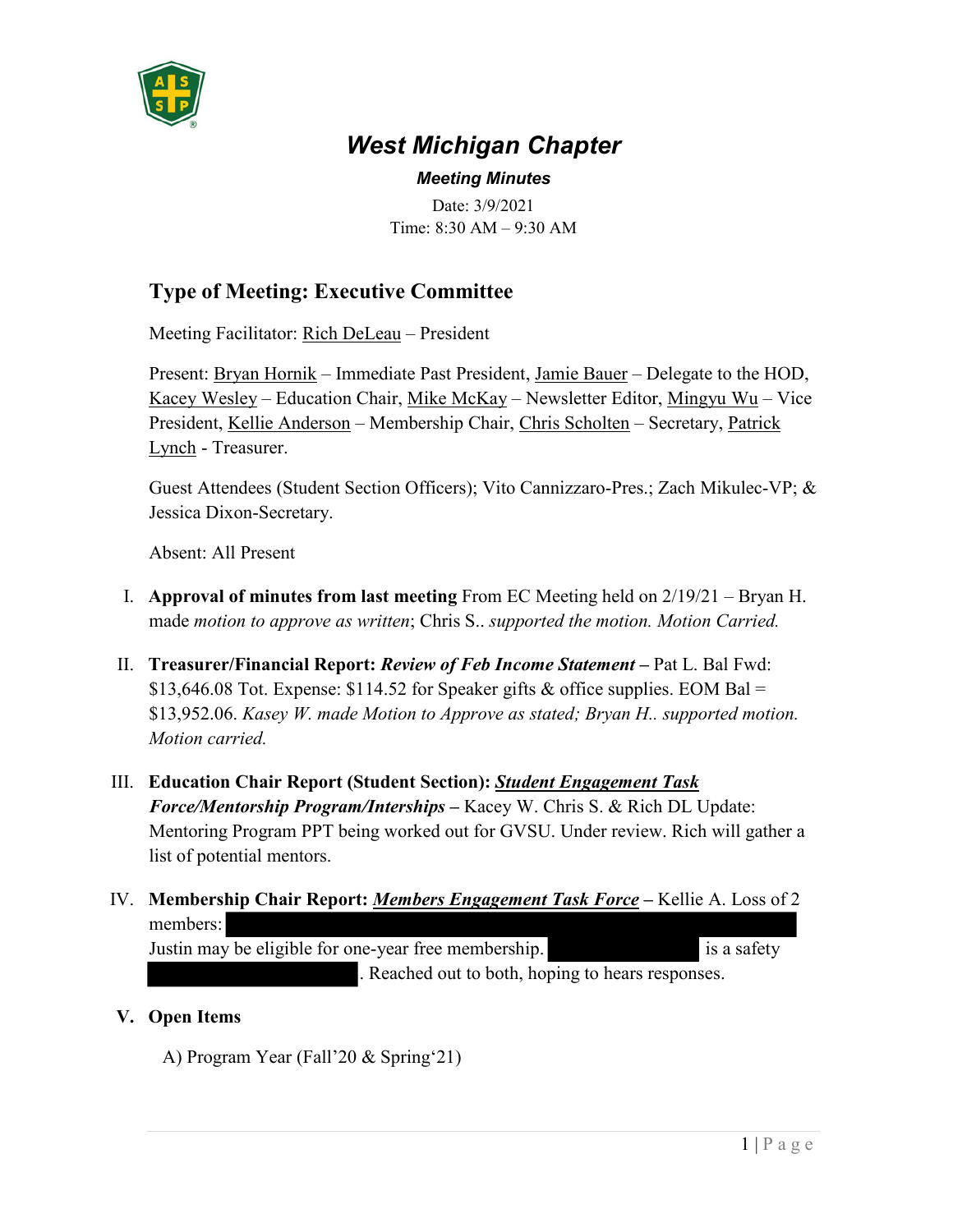# West Michigan Chapter

### Meeting Minutes

Date: 3/9/2021
Time: 8:30 AM – 9:30 AM

## Type of Meeting: Executive Committee

Meeting Facilitator: Rich DeLeau – President

Present: Bryan Hornik – Immediate Past President, Jamie Bauer – Delegate to the HOD, Kacey Wesley – Education Chair, Mike McKay – Newsletter Editor, Mingyu Wu – Vice President, Kellie Anderson – Membership Chair, Chris Scholten – Secretary, Patrick Lynch - Treasurer.

Guest Attendees (Student Section Officers); Vito Cannizzaro-Pres.; Zach Mikulec-VP; & Jessica Dixon-Secretary.

Absent: All Present

I. **Approval of minutes from last meeting** From EC Meeting held on 2/19/21 – Bryan H. made *motion to approve as written*; Chris S.. *supported the motion. Motion Carried.*

II. **Treasurer/Financial Report:** ***Review of Feb Income Statement*** **–** Pat L. Bal Fwd: $13,646.08 Tot. Expense: $114.52 for Speaker gifts & office supplies. EOM Bal = $13,952.06. *Kasey W. made Motion to Approve as stated; Bryan H.. supported motion. Motion carried.*

III. **Education Chair Report (Student Section):** ***Student Engagement Task Force/Mentorship Program/Interships*** **–** Kacey W. Chris S. & Rich DL Update: Mentoring Program PPT being worked out for GVSU. Under review. Rich will gather a list of potential mentors.

IV. **Membership Chair Report:** ***Members Engagement Task Force*** **–** Kellie A. Loss of 2 members: [REDACTED] Justin may be eligible for one-year free membership. [REDACTED] is a safety [REDACTED]. Reached out to both, hoping to hears responses.

V. **Open Items**

A) Program Year (Fall'20 & Spring'21)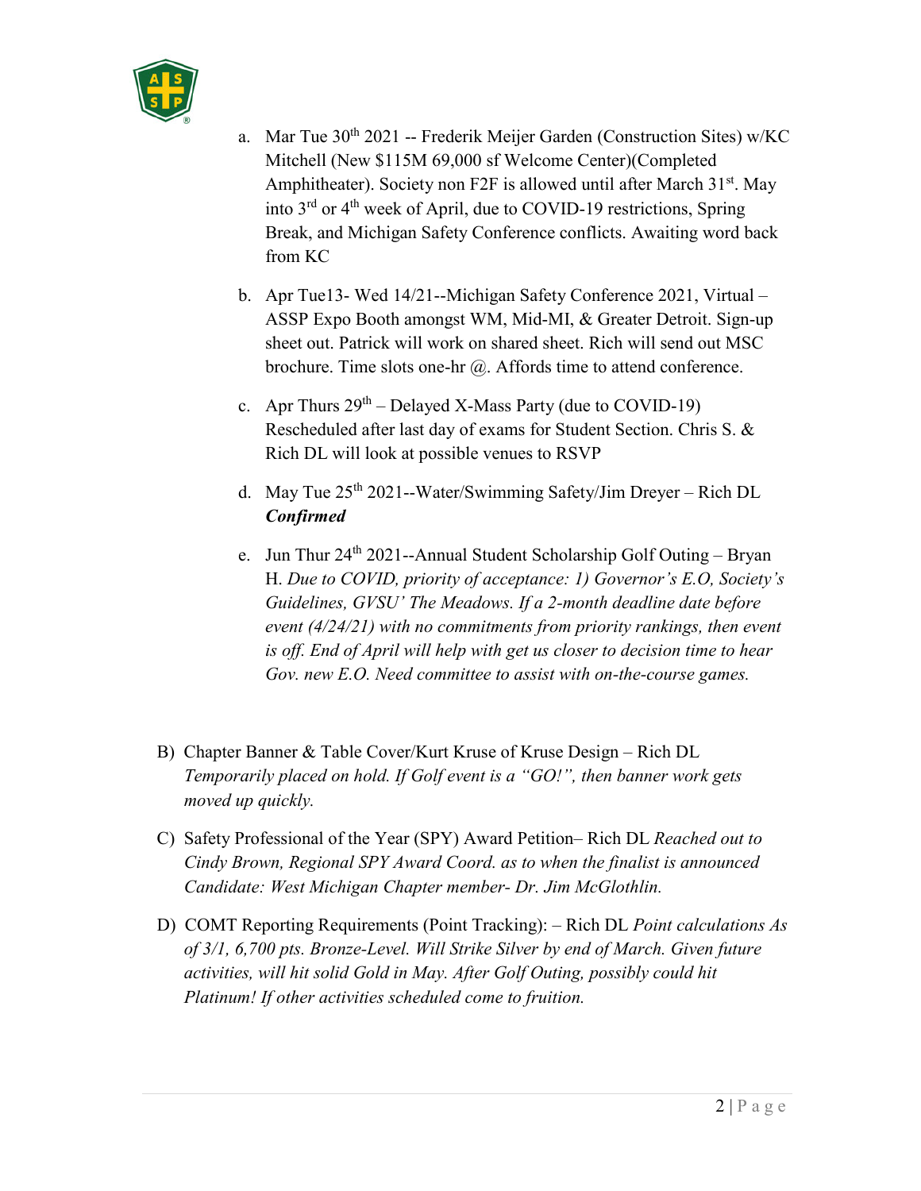a. Mar Tue 30th 2021 -- Frederik Meijer Garden (Construction Sites) w/KC Mitchell (New $115M 69,000 sf Welcome Center)(Completed Amphitheater). Society non F2F is allowed until after March 31st. May into 3rd or 4th week of April, due to COVID-19 restrictions, Spring Break, and Michigan Safety Conference conflicts. Awaiting word back from KC

b. Apr Tue13- Wed 14/21--Michigan Safety Conference 2021, Virtual – ASSP Expo Booth amongst WM, Mid-MI, & Greater Detroit. Sign-up sheet out. Patrick will work on shared sheet. Rich will send out MSC brochure. Time slots one-hr @. Affords time to attend conference.

c. Apr Thurs 29th – Delayed X-Mass Party (due to COVID-19) Rescheduled after last day of exams for Student Section. Chris S. & Rich DL will look at possible venues to RSVP

d. May Tue 25th 2021--Water/Swimming Safety/Jim Dreyer – Rich DL ***Confirmed***

e. Jun Thur 24th 2021--Annual Student Scholarship Golf Outing – Bryan H. *Due to COVID, priority of acceptance: 1) Governor's E.O, Society's Guidelines, GVSU' The Meadows. If a 2-month deadline date before event (4/24/21) with no commitments from priority rankings, then event is off. End of April will help with get us closer to decision time to hear Gov. new E.O. Need committee to assist with on-the-course games.*

B) Chapter Banner & Table Cover/Kurt Kruse of Kruse Design – Rich DL *Temporarily placed on hold. If Golf event is a "GO!", then banner work gets moved up quickly.*

C) Safety Professional of the Year (SPY) Award Petition– Rich DL *Reached out to Cindy Brown, Regional SPY Award Coord. as to when the finalist is announced Candidate: West Michigan Chapter member- Dr. Jim McGlothlin.*

D) COMT Reporting Requirements (Point Tracking): – Rich DL *Point calculations As of 3/1, 6,700 pts. Bronze-Level. Will Strike Silver by end of March. Given future activities, will hit solid Gold in May. After Golf Outing, possibly could hit Platinum! If other activities scheduled come to fruition.*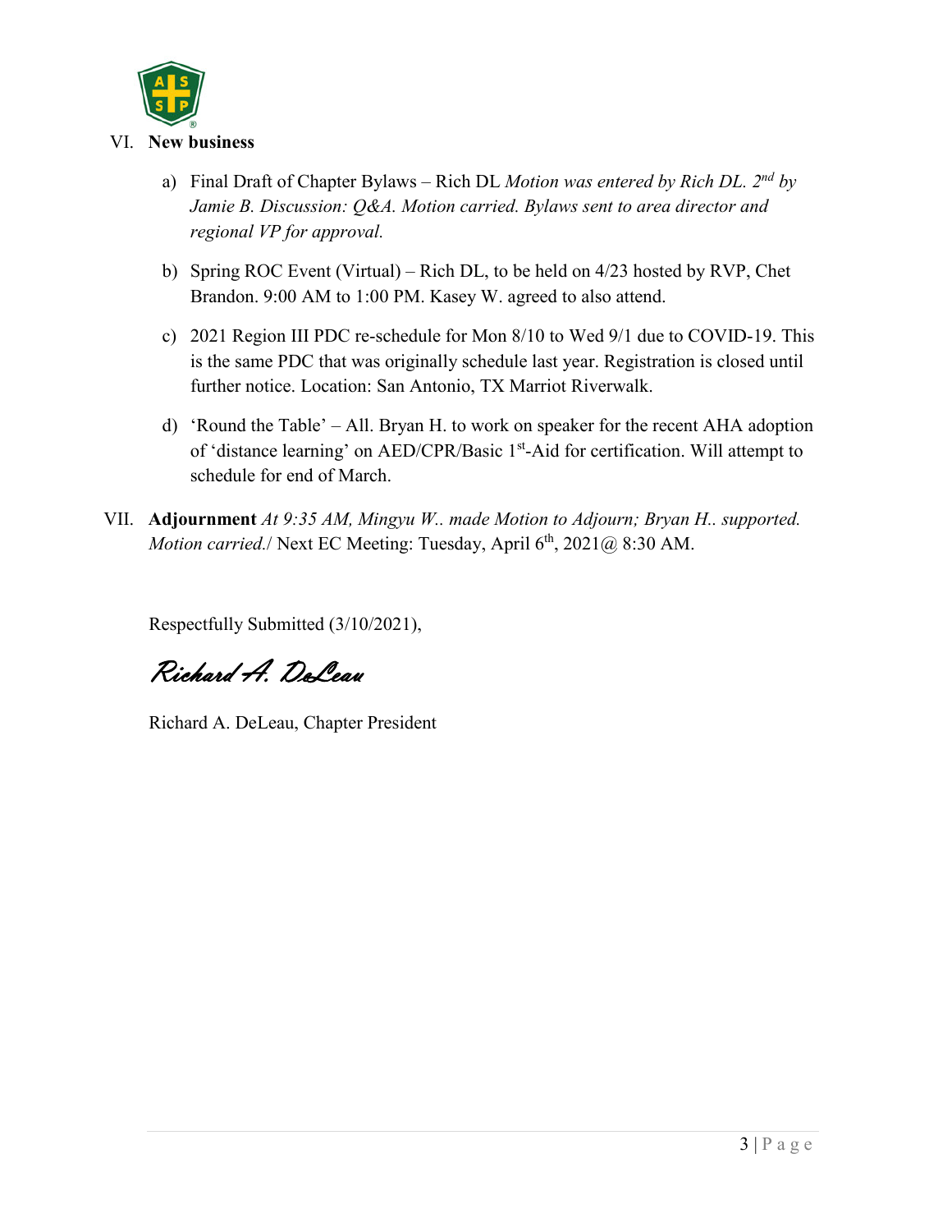VI. **New business**

a) Final Draft of Chapter Bylaws – Rich DL *Motion was entered by Rich DL. 2nd by Jamie B. Discussion: Q&A. Motion carried. Bylaws sent to area director and regional VP for approval.*

b) Spring ROC Event (Virtual) – Rich DL, to be held on 4/23 hosted by RVP, Chet Brandon. 9:00 AM to 1:00 PM. Kasey W. agreed to also attend.

c) 2021 Region III PDC re-schedule for Mon 8/10 to Wed 9/1 due to COVID-19. This is the same PDC that was originally schedule last year. Registration is closed until further notice. Location: San Antonio, TX Marriot Riverwalk.

d) 'Round the Table' – All. Bryan H. to work on speaker for the recent AHA adoption of 'distance learning' on AED/CPR/Basic 1st-Aid for certification. Will attempt to schedule for end of March.

VII. **Adjournment** *At 9:35 AM, Mingyu W.. made Motion to Adjourn; Bryan H.. supported. Motion carried.*/ Next EC Meeting: Tuesday, April 6th, 2021@ 8:30 AM.

Respectfully Submitted (3/10/2021),

*Richard A. DeLeau*

Richard A. DeLeau, Chapter President